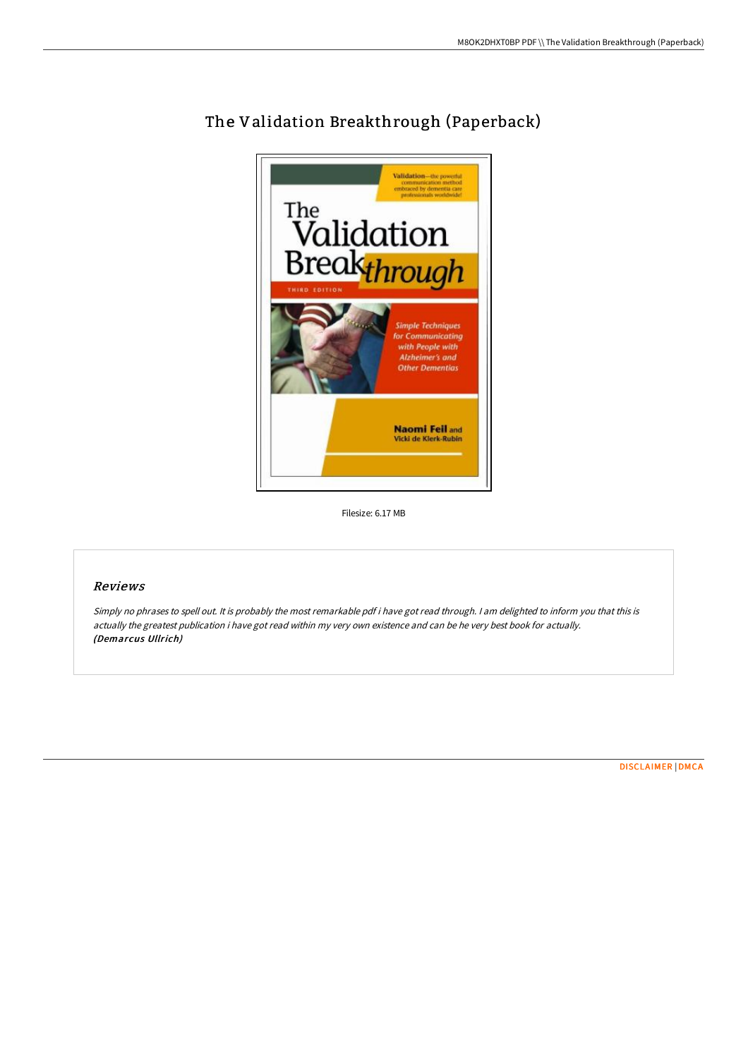# The Validation Breakthrough (Paperback)

Filesize: 6.17 MB

## *Reviews*

*Simply no phrases to spell out. It is probably the most remarkable pdf i have got read through. I am delighted to inform you that this is actually the greatest publication i have got read within my very own existence and can be he very best book for actually.* ***(Demarcus Ullrich)***

DISCLAIMER | DMCA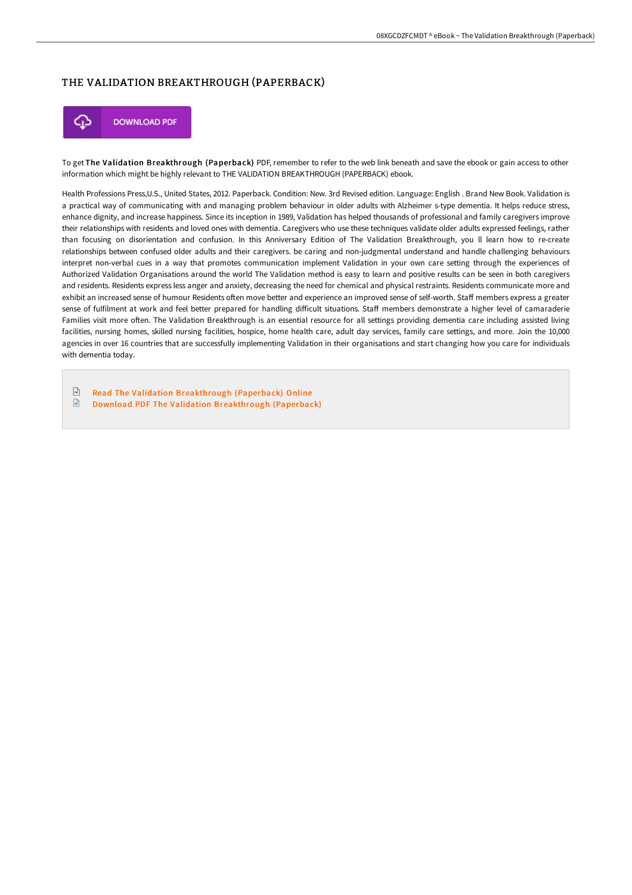# THE VALIDATION BREAKTHROUGH (PAPERBACK)

DOWNLOAD PDF

To get **The Validation Breakthrough (Paperback)** PDF, remember to refer to the web link beneath and save the ebook or gain access to other information which might be highly relevant to THE VALIDATION BREAKTHROUGH (PAPERBACK) ebook.

Health Professions Press,U.S., United States, 2012. Paperback. Condition: New. 3rd Revised edition. Language: English . Brand New Book. Validation is a practical way of communicating with and managing problem behaviour in older adults with Alzheimer s-type dementia. It helps reduce stress, enhance dignity, and increase happiness. Since its inception in 1989, Validation has helped thousands of professional and family caregivers improve their relationships with residents and loved ones with dementia. Caregivers who use these techniques validate older adults expressed feelings, rather than focusing on disorientation and confusion. In this Anniversary Edition of The Validation Breakthrough, you ll learn how to re-create relationships between confused older adults and their caregivers. be caring and non-judgmental understand and handle challenging behaviours interpret non-verbal cues in a way that promotes communication implement Validation in your own care setting through the experiences of Authorized Validation Organisations around the world The Validation method is easy to learn and positive results can be seen in both caregivers and residents. Residents express less anger and anxiety, decreasing the need for chemical and physical restraints. Residents communicate more and exhibit an increased sense of humour Residents often move better and experience an improved sense of self-worth. Staff members express a greater sense of fulfilment at work and feel better prepared for handling difficult situations. Staff members demonstrate a higher level of camaraderie Families visit more often. The Validation Breakthrough is an essential resource for all settings providing dementia care including assisted living facilities, nursing homes, skilled nursing facilities, hospice, home health care, adult day services, family care settings, and more. Join the 10,000 agencies in over 16 countries that are successfully implementing Validation in their organisations and start changing how you care for individuals with dementia today.

- Read The Validation Breakthrough (Paperback) Online
- Download PDF The Validation Breakthrough (Paperback)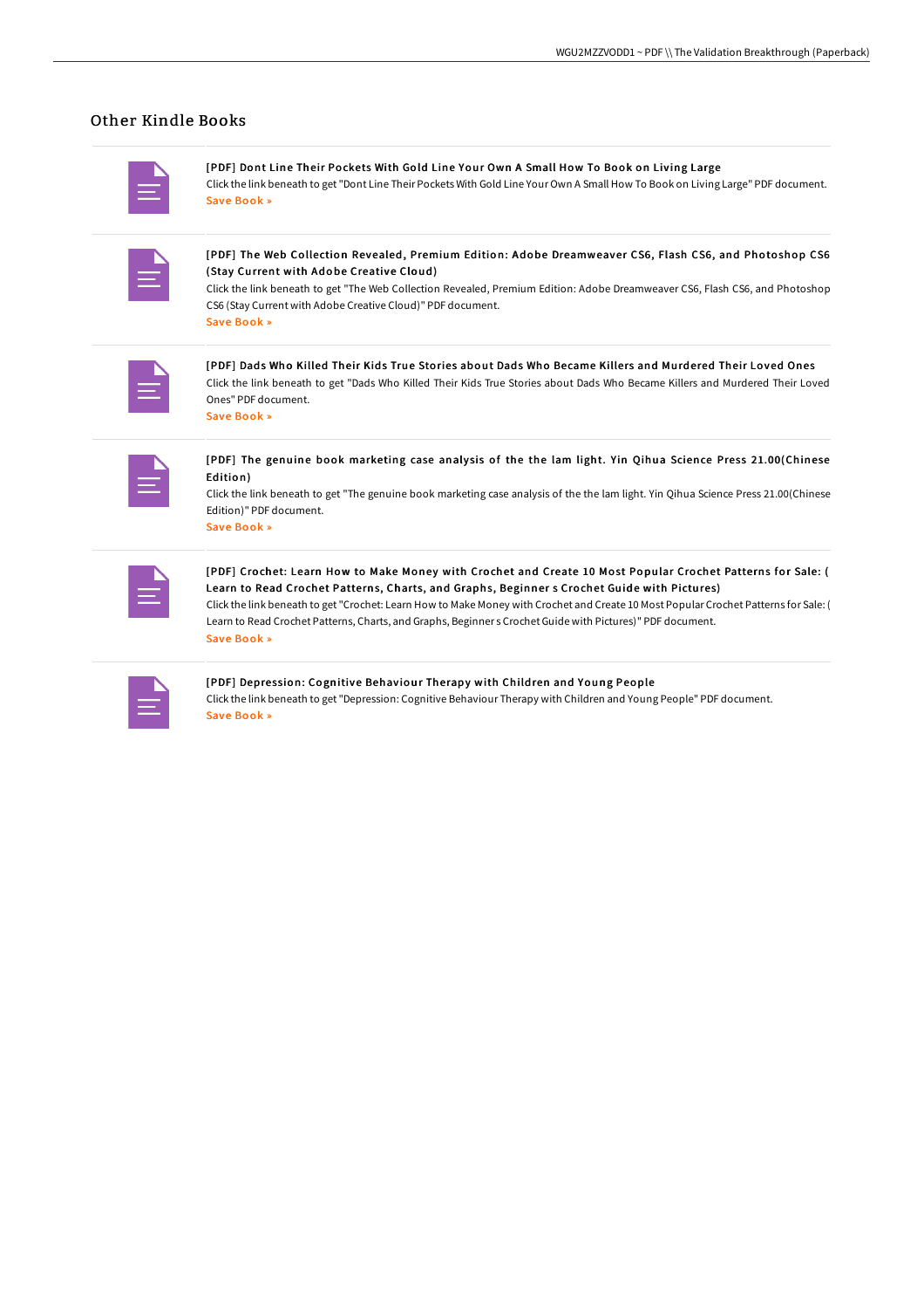## Other Kindle Books

**[PDF] Dont Line Their Pockets With Gold Line Your Own A Small How To Book on Living Large**

Click the link beneath to get "Dont Line Their Pockets With Gold Line Your Own A Small How To Book on Living Large" PDF document.

Save Book »

**[PDF] The Web Collection Revealed, Premium Edition: Adobe Dreamweaver CS6, Flash CS6, and Photoshop CS6 (Stay Current with Adobe Creative Cloud)**

Click the link beneath to get "The Web Collection Revealed, Premium Edition: Adobe Dreamweaver CS6, Flash CS6, and Photoshop CS6 (Stay Current with Adobe Creative Cloud)" PDF document.

Save Book »

**[PDF] Dads Who Killed Their Kids True Stories about Dads Who Became Killers and Murdered Their Loved Ones**

Click the link beneath to get "Dads Who Killed Their Kids True Stories about Dads Who Became Killers and Murdered Their Loved Ones" PDF document.

Save Book »

**[PDF] The genuine book marketing case analysis of the the lam light. Yin Qihua Science Press 21.00(Chinese Edition)**

Click the link beneath to get "The genuine book marketing case analysis of the the lam light. Yin Qihua Science Press 21.00(Chinese Edition)" PDF document.

Save Book »

**[PDF] Crochet: Learn How to Make Money with Crochet and Create 10 Most Popular Crochet Patterns for Sale: ( Learn to Read Crochet Patterns, Charts, and Graphs, Beginner s Crochet Guide with Pictures)**

Click the link beneath to get "Crochet: Learn How to Make Money with Crochet and Create 10 Most Popular Crochet Patterns for Sale: ( Learn to Read Crochet Patterns, Charts, and Graphs, Beginner s Crochet Guide with Pictures)" PDF document.

Save Book »

**[PDF] Depression: Cognitive Behaviour Therapy with Children and Young People**

Click the link beneath to get "Depression: Cognitive Behaviour Therapy with Children and Young People" PDF document.

Save Book »